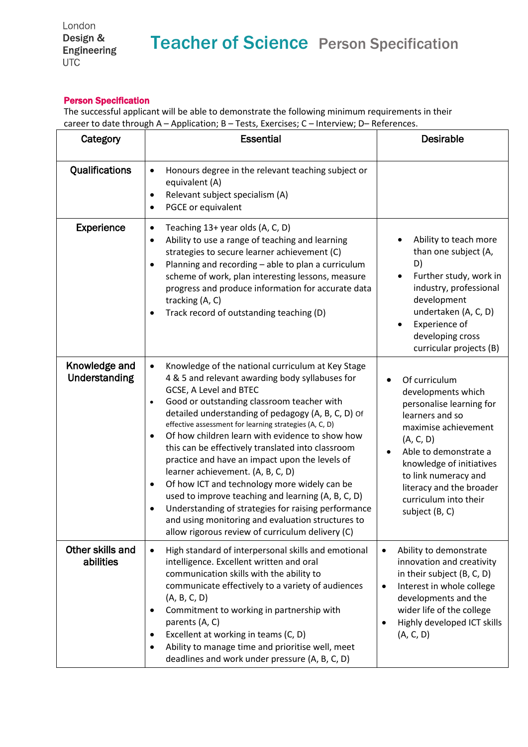London
Design &
Engineering
UTC

# Teacher of Science Person Specification

## Person Specification

The successful applicant will be able to demonstrate the following minimum requirements in their career to date through A – Application; B – Tests, Exercises; C – Interview; D– References.

| Category | Essential | Desirable |
|---|---|---|
| Qualifications | • Honours degree in the relevant teaching subject or equivalent (A)<br>• Relevant subject specialism (A)<br>• PGCE or equivalent | |
| Experience | • Teaching 13+ year olds (A, C, D)<br>• Ability to use a range of teaching and learning strategies to secure learner achievement (C)<br>• Planning and recording – able to plan a curriculum scheme of work, plan interesting lessons, measure progress and produce information for accurate data tracking (A, C)<br>• Track record of outstanding teaching (D) | • Ability to teach more than one subject (A, D)<br>• Further study, work in industry, professional development undertaken (A, C, D)<br>• Experience of developing cross curricular projects (B) |
| Knowledge and Understanding | • Knowledge of the national curriculum at Key Stage 4 & 5 and relevant awarding body syllabuses for GCSE, A Level and BTEC<br>• Good or outstanding classroom teacher with detailed understanding of pedagogy (A, B, C, D) Of effective assessment for learning strategies (A, C, D)<br>• Of how children learn with evidence to show how this can be effectively translated into classroom practice and have an impact upon the levels of learner achievement. (A, B, C, D)<br>• Of how ICT and technology more widely can be used to improve teaching and learning (A, B, C, D)<br>• Understanding of strategies for raising performance and using monitoring and evaluation structures to allow rigorous review of curriculum delivery (C) | • Of curriculum developments which personalise learning for learners and so maximise achievement (A, C, D)<br>• Able to demonstrate a knowledge of initiatives to link numeracy and literacy and the broader curriculum into their subject (B, C) |
| Other skills and abilities | • High standard of interpersonal skills and emotional intelligence. Excellent written and oral communication skills with the ability to communicate effectively to a variety of audiences (A, B, C, D)<br>• Commitment to working in partnership with parents (A, C)<br>• Excellent at working in teams (C, D)<br>• Ability to manage time and prioritise well, meet deadlines and work under pressure (A, B, C, D) | • Ability to demonstrate innovation and creativity in their subject (B, C, D)<br>• Interest in whole college developments and the wider life of the college<br>• Highly developed ICT skills (A, C, D) |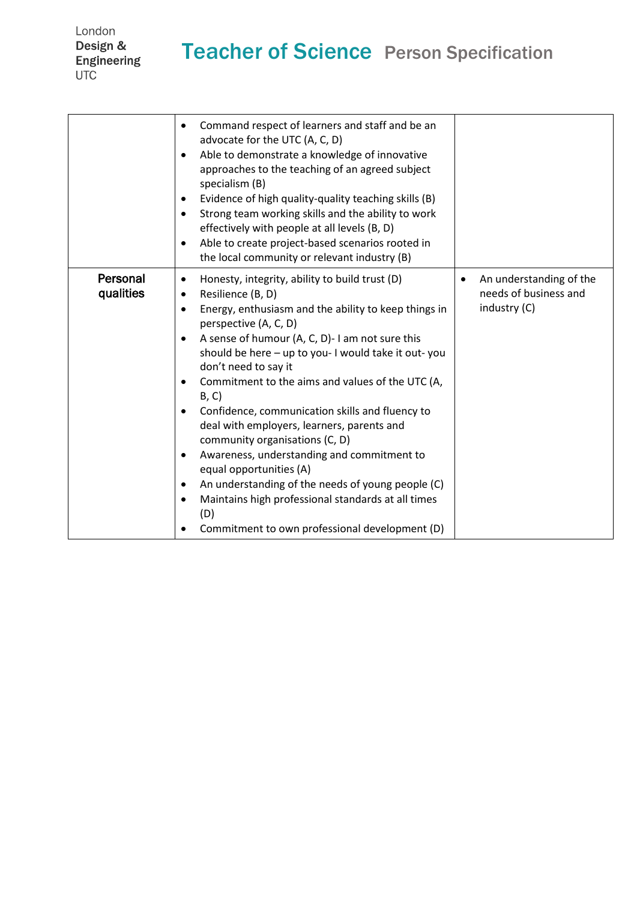| | | |
|---|---|---|
| | • Command respect of learners and staff and be an advocate for the UTC (A, C, D)<br>• Able to demonstrate a knowledge of innovative approaches to the teaching of an agreed subject specialism (B)<br>• Evidence of high quality-quality teaching skills (B)<br>• Strong team working skills and the ability to work effectively with people at all levels (B, D)<br>• Able to create project-based scenarios rooted in the local community or relevant industry (B) | |
| **Personal qualities** | • Honesty, integrity, ability to build trust (D)<br>• Resilience (B, D)<br>• Energy, enthusiasm and the ability to keep things in perspective (A, C, D)<br>• A sense of humour (A, C, D)- I am not sure this should be here – up to you- I would take it out- you don't need to say it<br>• Commitment to the aims and values of the UTC (A, B, C)<br>• Confidence, communication skills and fluency to deal with employers, learners, parents and community organisations (C, D)<br>• Awareness, understanding and commitment to equal opportunities (A)<br>• An understanding of the needs of young people (C)<br>• Maintains high professional standards at all times (D)<br>• Commitment to own professional development (D) | • An understanding of the needs of business and industry (C) |